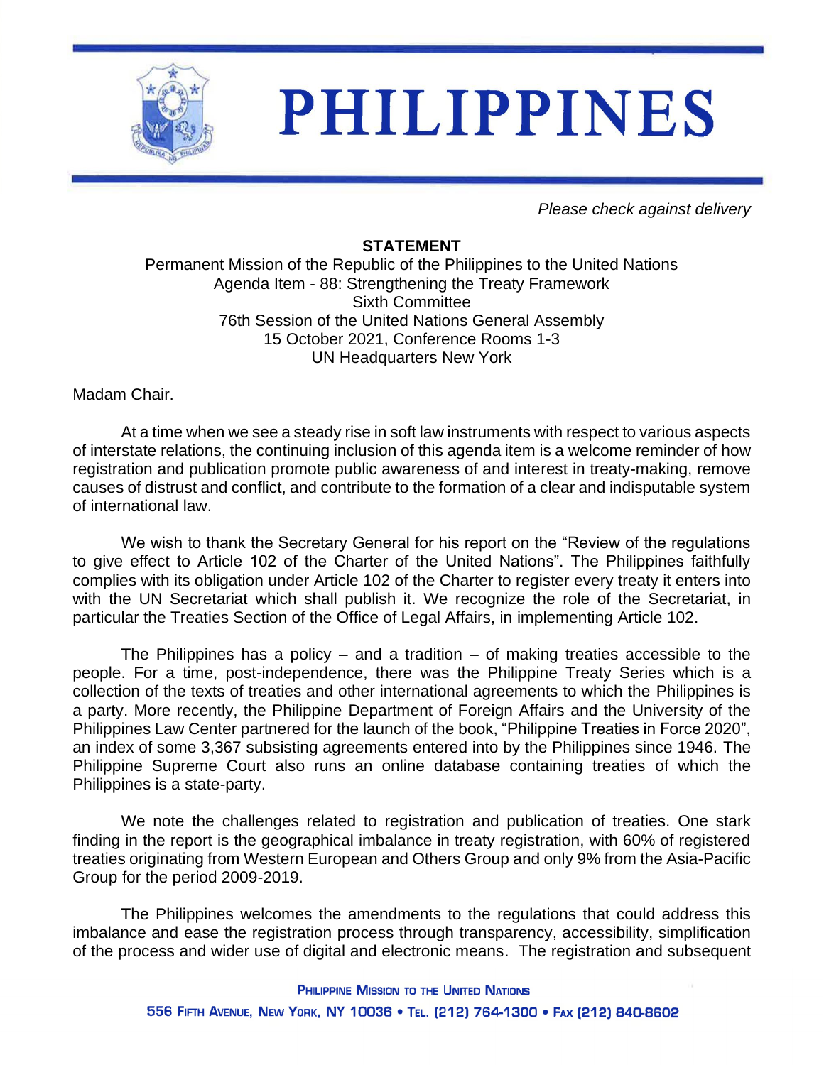# PHILIPPINES

*Please check against delivery*

**STATEMENT**

Permanent Mission of the Republic of the Philippines to the United Nations
Agenda Item - 88: Strengthening the Treaty Framework
Sixth Committee
76th Session of the United Nations General Assembly
15 October 2021, Conference Rooms 1-3
UN Headquarters New York

Madam Chair.

At a time when we see a steady rise in soft law instruments with respect to various aspects of interstate relations, the continuing inclusion of this agenda item is a welcome reminder of how registration and publication promote public awareness of and interest in treaty-making, remove causes of distrust and conflict, and contribute to the formation of a clear and indisputable system of international law.

We wish to thank the Secretary General for his report on the "Review of the regulations to give effect to Article 102 of the Charter of the United Nations". The Philippines faithfully complies with its obligation under Article 102 of the Charter to register every treaty it enters into with the UN Secretariat which shall publish it. We recognize the role of the Secretariat, in particular the Treaties Section of the Office of Legal Affairs, in implementing Article 102.

The Philippines has a policy – and a tradition – of making treaties accessible to the people. For a time, post-independence, there was the Philippine Treaty Series which is a collection of the texts of treaties and other international agreements to which the Philippines is a party. More recently, the Philippine Department of Foreign Affairs and the University of the Philippines Law Center partnered for the launch of the book, "Philippine Treaties in Force 2020", an index of some 3,367 subsisting agreements entered into by the Philippines since 1946. The Philippine Supreme Court also runs an online database containing treaties of which the Philippines is a state-party.

We note the challenges related to registration and publication of treaties. One stark finding in the report is the geographical imbalance in treaty registration, with 60% of registered treaties originating from Western European and Others Group and only 9% from the Asia-Pacific Group for the period 2009-2019.

The Philippines welcomes the amendments to the regulations that could address this imbalance and ease the registration process through transparency, accessibility, simplification of the process and wider use of digital and electronic means. The registration and subsequent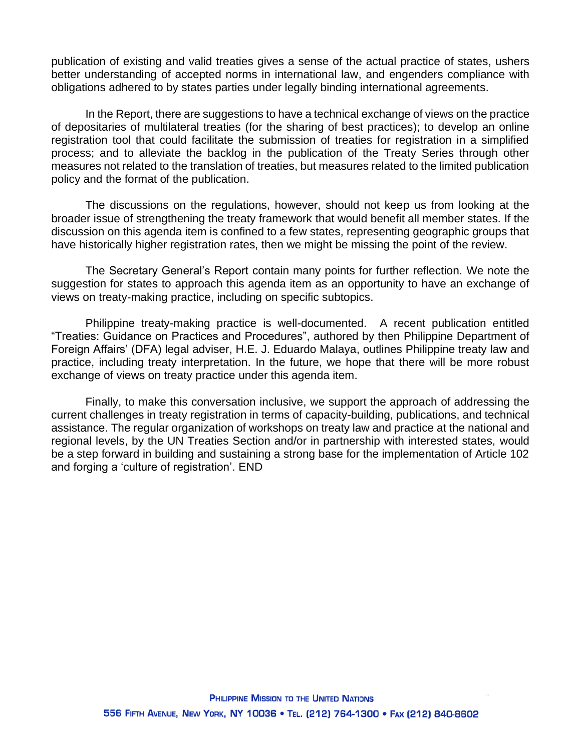publication of existing and valid treaties gives a sense of the actual practice of states, ushers better understanding of accepted norms in international law, and engenders compliance with obligations adhered to by states parties under legally binding international agreements.

In the Report, there are suggestions to have a technical exchange of views on the practice of depositaries of multilateral treaties (for the sharing of best practices); to develop an online registration tool that could facilitate the submission of treaties for registration in a simplified process; and to alleviate the backlog in the publication of the Treaty Series through other measures not related to the translation of treaties, but measures related to the limited publication policy and the format of the publication.

The discussions on the regulations, however, should not keep us from looking at the broader issue of strengthening the treaty framework that would benefit all member states. If the discussion on this agenda item is confined to a few states, representing geographic groups that have historically higher registration rates, then we might be missing the point of the review.

The Secretary General's Report contain many points for further reflection. We note the suggestion for states to approach this agenda item as an opportunity to have an exchange of views on treaty-making practice, including on specific subtopics.

Philippine treaty-making practice is well-documented. A recent publication entitled "Treaties: Guidance on Practices and Procedures", authored by then Philippine Department of Foreign Affairs' (DFA) legal adviser, H.E. J. Eduardo Malaya, outlines Philippine treaty law and practice, including treaty interpretation. In the future, we hope that there will be more robust exchange of views on treaty practice under this agenda item.

Finally, to make this conversation inclusive, we support the approach of addressing the current challenges in treaty registration in terms of capacity-building, publications, and technical assistance. The regular organization of workshops on treaty law and practice at the national and regional levels, by the UN Treaties Section and/or in partnership with interested states, would be a step forward in building and sustaining a strong base for the implementation of Article 102 and forging a 'culture of registration'. END

PHILIPPINE MISSION TO THE UNITED NATIONS

556 FIFTH AVENUE, NEW YORK, NY 10036 • TEL. (212) 764-1300 • FAX (212) 840-8602